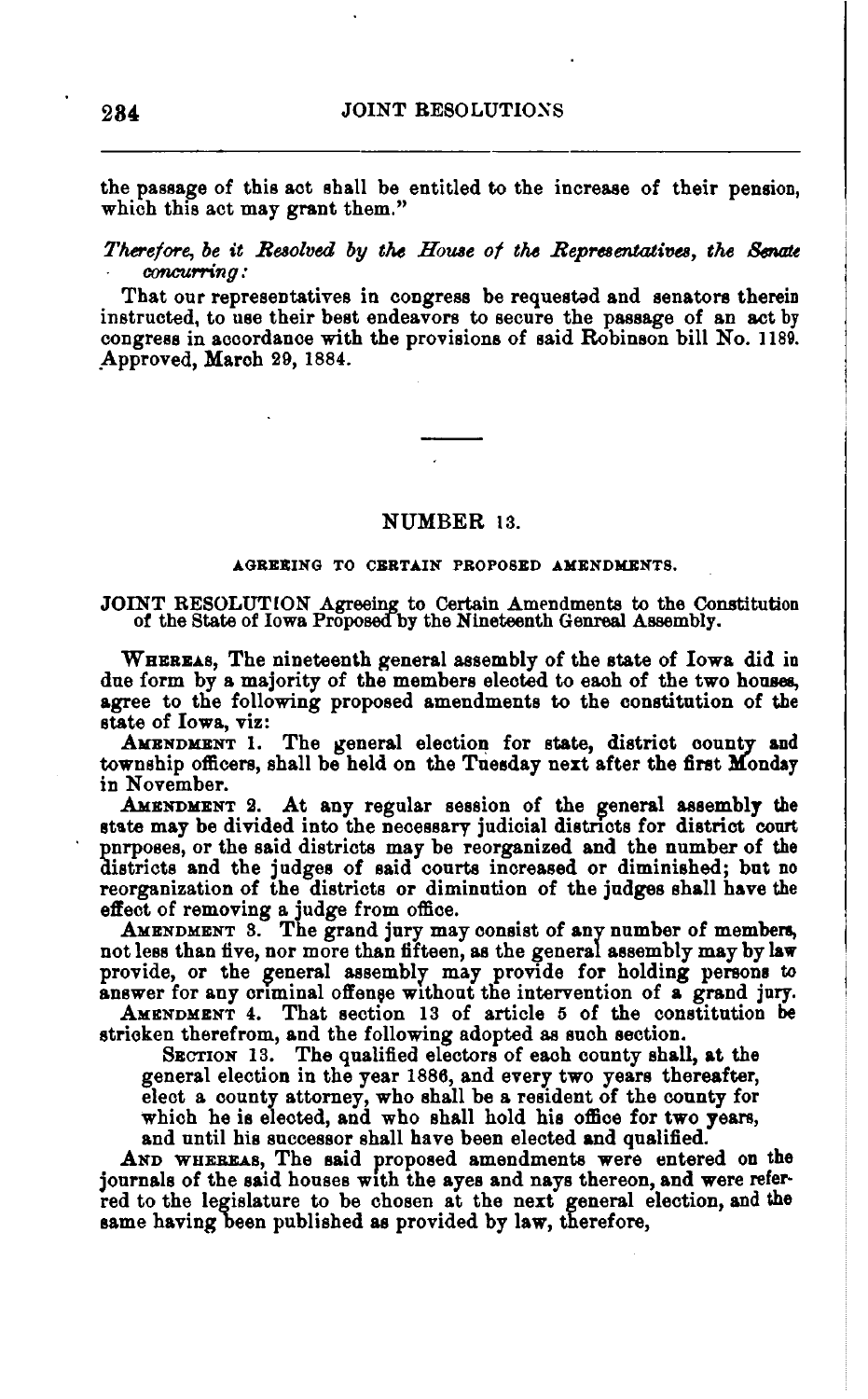the passage of this act shall be entitled to the increase of their pension, which this act may grant them."

*Therefore, be it Resolved by the House of the Representatives, the Senate concurring:*

That our representatives in congress be requested and senators therein instructed, to use their best endeavors to secure the passage of an act by congress in accordance with the provisions of said Robinson bill No. 1189. Approved, March 29, 1884.

---

## NUMBER 13.

### AGREEING TO CERTAIN PROPOSED AMENDMENTS.

JOINT RESOLUTION Agreeing to Certain Amendments to the Constitution of the State of Iowa Proposed by the Nineteenth Genreal Assembly.

WHEREAS, The nineteenth general assembly of the state of Iowa did in due form by a majority of the members elected to each of the two houses, agree to the following proposed amendments to the constitution of the state of Iowa, viz:

AMENDMENT 1. The general election for state, district county and township officers, shall be held on the Tuesday next after the first Monday in November.

AMENDMENT 2. At any regular session of the general assembly the state may be divided into the necessary judicial districts for district court purposes, or the said districts may be reorganized and the number of the districts and the judges of said courts increased or diminished; but no reorganization of the districts or diminution of the judges shall have the effect of removing a judge from office.

AMENDMENT 3. The grand jury may consist of any number of members, not less than five, nor more than fifteen, as the general assembly may by law provide, or the general assembly may provide for holding persons to answer for any criminal offense without the intervention of a grand jury.

AMENDMENT 4. That section 13 of article 5 of the constitution be stricken therefrom, and the following adopted as such section.

> SECTION 13. The qualified electors of each county shall, at the general election in the year 1886, and every two years thereafter, elect a county attorney, who shall be a resident of the county for which he is elected, and who shall hold his office for two years, and until his successor shall have been elected and qualified.

AND WHEREAS, The said proposed amendments were entered on the journals of the said houses with the ayes and nays thereon, and were referred to the legislature to be chosen at the next general election, and the same having been published as provided by law, therefore,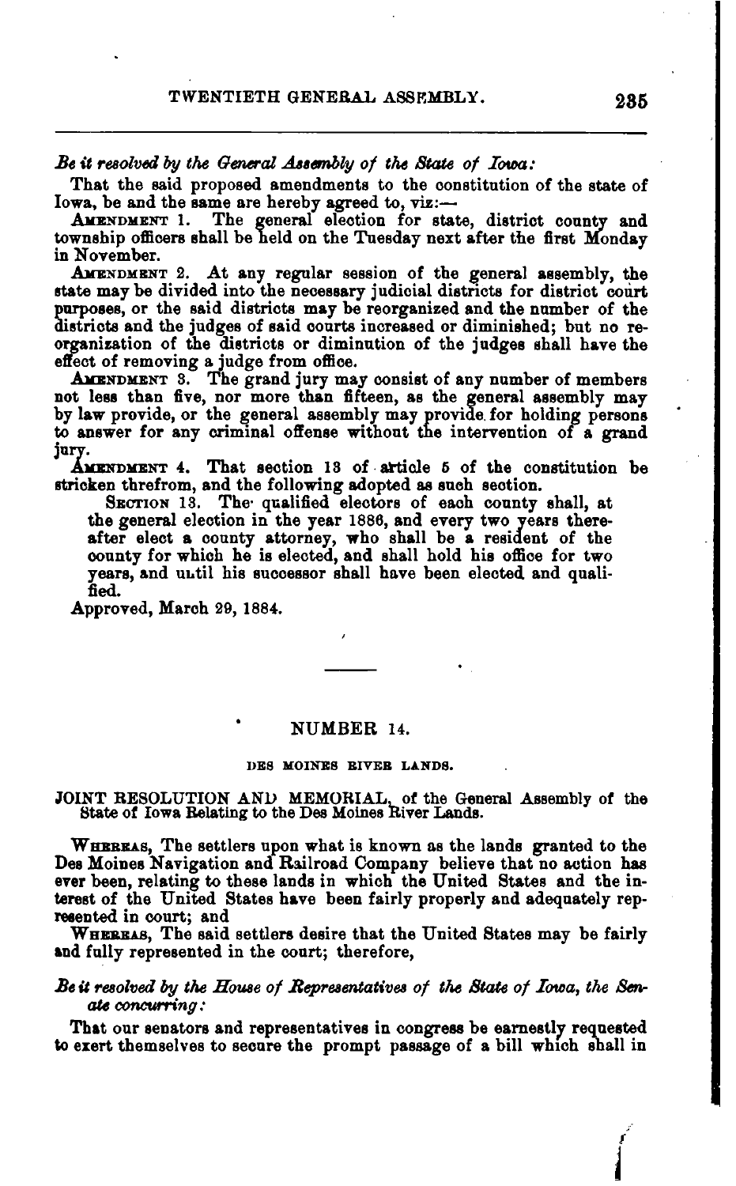*Be it resolved by the General Assembly of the State of Iowa:*

That the said proposed amendments to the constitution of the state of Iowa, be and the same are hereby agreed to, viz:—

AMENDMENT 1. The general election for state, district county and township officers shall be held on the Tuesday next after the first Monday in November.

AMENDMENT 2. At any regular session of the general assembly, the state may be divided into the necessary judicial districts for district court purposes, or the said districts may be reorganized and the number of the districts and the judges of said courts increased or diminished; but no reorganization of the districts or diminution of the judges shall have the effect of removing a judge from office.

AMENDMENT 3. The grand jury may consist of any number of members not less than five, nor more than fifteen, as the general assembly may by law provide, or the general assembly may provide for holding persons to answer for any criminal offense without the intervention of a grand jury.

AMENDMENT 4. That section 13 of article 5 of the constitution be stricken threfrom, and the following adopted as such section.

> SECTION 13. The qualified electors of each county shall, at the general election in the year 1886, and every two years thereafter elect a county attorney, who shall be a resident of the county for which he is elected, and shall hold his office for two years, and until his successor shall have been elected and qualified.

Approved, March 29, 1884.

---

## NUMBER 14.

### DES MOINES RIVER LANDS.

JOINT RESOLUTION AND MEMORIAL, of the General Assembly of the State of Iowa Relating to the Des Moines River Lands.

WHEREAS, The settlers upon what is known as the lands granted to the Des Moines Navigation and Railroad Company believe that no action has ever been, relating to these lands in which the United States and the interest of the United States have been fairly properly and adequately represented in court; and

WHEREAS, The said settlers desire that the United States may be fairly and fully represented in the court; therefore,

*Be it resolved by the House of Representatives of the State of Iowa, the Senate concurring:*

That our senators and representatives in congress be earnestly requested to exert themselves to secure the prompt passage of a bill which shall in